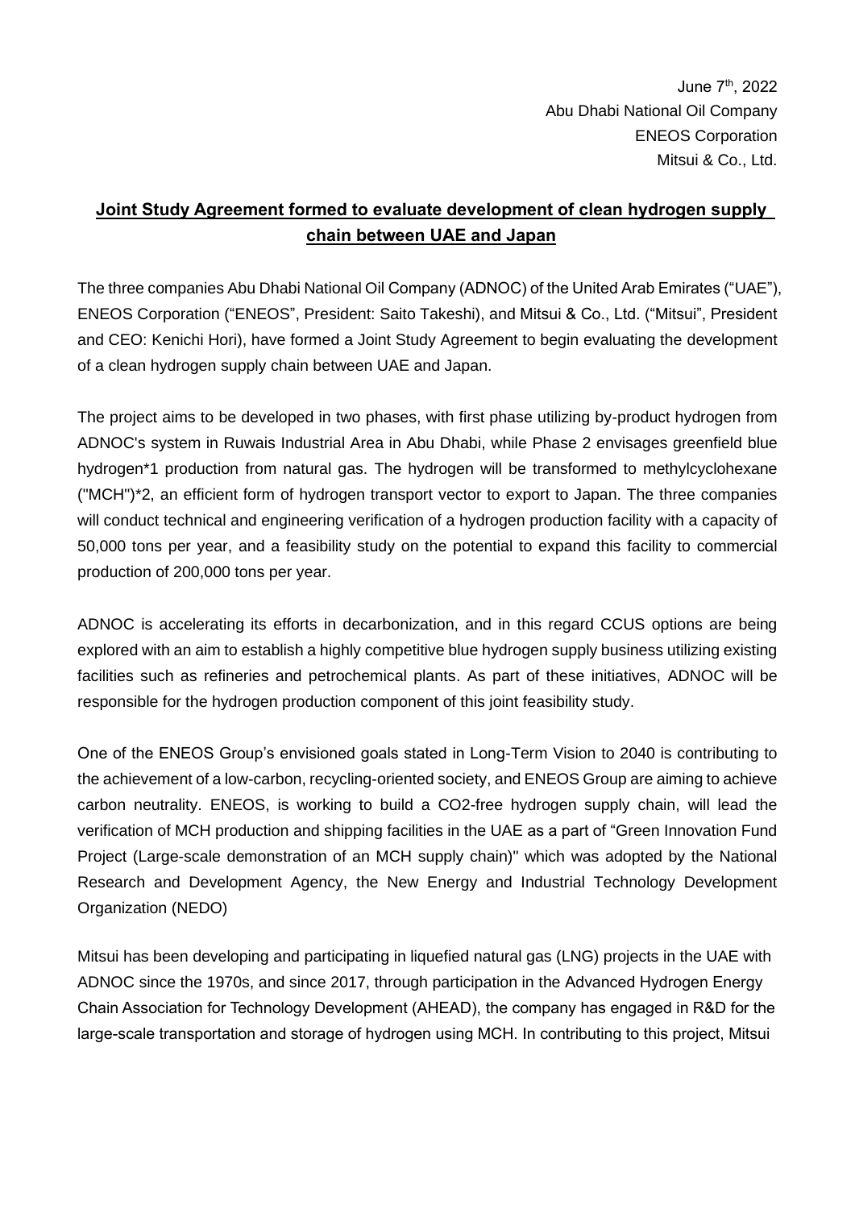June 7th, 2022
Abu Dhabi National Oil Company
ENEOS Corporation
Mitsui & Co., Ltd.

## Joint Study Agreement formed to evaluate development of clean hydrogen supply chain between UAE and Japan

The three companies Abu Dhabi National Oil Company (ADNOC) of the United Arab Emirates ("UAE"), ENEOS Corporation ("ENEOS", President: Saito Takeshi), and Mitsui & Co., Ltd. ("Mitsui", President and CEO: Kenichi Hori), have formed a Joint Study Agreement to begin evaluating the development of a clean hydrogen supply chain between UAE and Japan.

The project aims to be developed in two phases, with first phase utilizing by-product hydrogen from ADNOC's system in Ruwais Industrial Area in Abu Dhabi, while Phase 2 envisages greenfield blue hydrogen*1 production from natural gas. The hydrogen will be transformed to methylcyclohexane ("MCH")*2, an efficient form of hydrogen transport vector to export to Japan. The three companies will conduct technical and engineering verification of a hydrogen production facility with a capacity of 50,000 tons per year, and a feasibility study on the potential to expand this facility to commercial production of 200,000 tons per year.

ADNOC is accelerating its efforts in decarbonization, and in this regard CCUS options are being explored with an aim to establish a highly competitive blue hydrogen supply business utilizing existing facilities such as refineries and petrochemical plants. As part of these initiatives, ADNOC will be responsible for the hydrogen production component of this joint feasibility study.

One of the ENEOS Group's envisioned goals stated in Long-Term Vision to 2040 is contributing to the achievement of a low-carbon, recycling-oriented society, and ENEOS Group are aiming to achieve carbon neutrality. ENEOS, is working to build a $CO_2$-free hydrogen supply chain, will lead the verification of MCH production and shipping facilities in the UAE as a part of "Green Innovation Fund Project (Large-scale demonstration of an MCH supply chain)" which was adopted by the National Research and Development Agency, the New Energy and Industrial Technology Development Organization (NEDO)

Mitsui has been developing and participating in liquefied natural gas (LNG) projects in the UAE with ADNOC since the 1970s, and since 2017, through participation in the Advanced Hydrogen Energy Chain Association for Technology Development (AHEAD), the company has engaged in R&D for the large-scale transportation and storage of hydrogen using MCH. In contributing to this project, Mitsui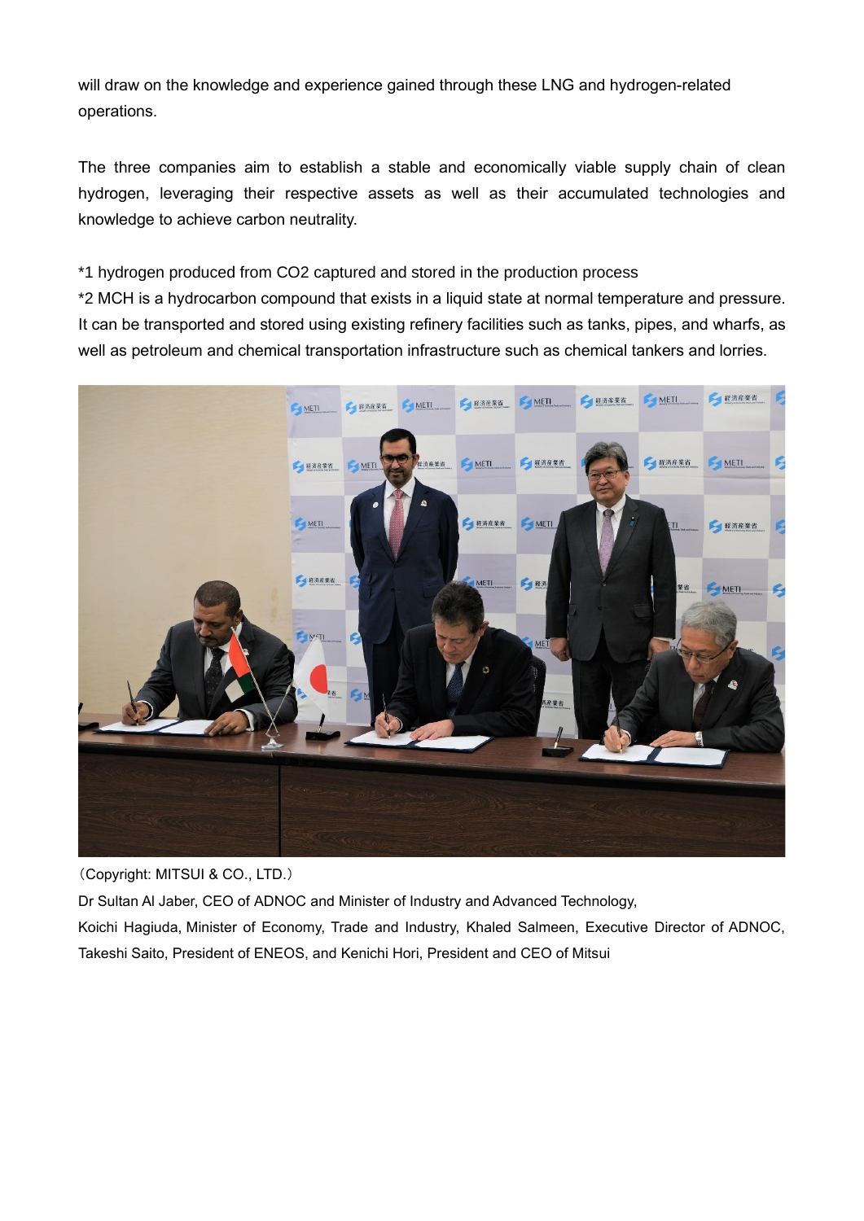will draw on the knowledge and experience gained through these LNG and hydrogen-related operations.

The three companies aim to establish a stable and economically viable supply chain of clean hydrogen, leveraging their respective assets as well as their accumulated technologies and knowledge to achieve carbon neutrality.

*1 hydrogen produced from CO2 captured and stored in the production process
*2 MCH is a hydrocarbon compound that exists in a liquid state at normal temperature and pressure. It can be transported and stored using existing refinery facilities such as tanks, pipes, and wharfs, as well as petroleum and chemical transportation infrastructure such as chemical tankers and lorries.

（Copyright: MITSUI & CO., LTD.）
Dr Sultan Al Jaber, CEO of ADNOC and Minister of Industry and Advanced Technology,
Koichi Hagiuda, Minister of Economy, Trade and Industry, Khaled Salmeen, Executive Director of ADNOC, Takeshi Saito, President of ENEOS, and Kenichi Hori, President and CEO of Mitsui